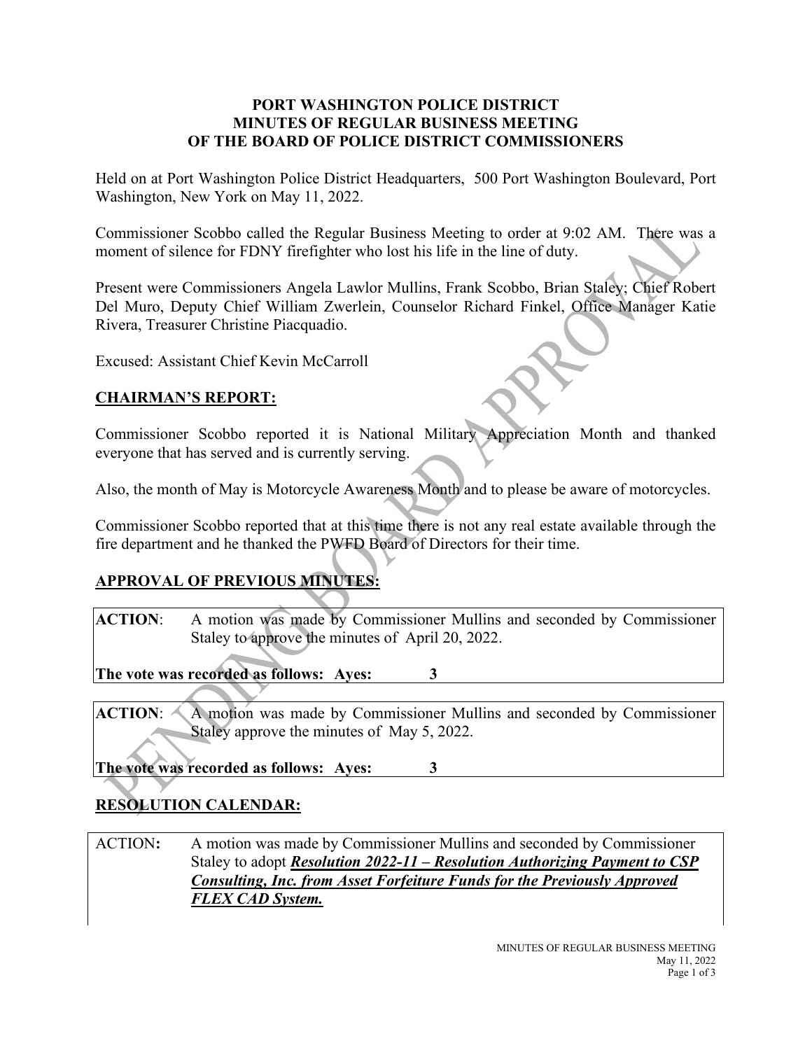**PORT WASHINGTON POLICE DISTRICT**
**MINUTES OF REGULAR BUSINESS MEETING**
**OF THE BOARD OF POLICE DISTRICT COMMISSIONERS**

Held on at Port Washington Police District Headquarters, 500 Port Washington Boulevard, Port Washington, New York on May 11, 2022.

Commissioner Scobbo called the Regular Business Meeting to order at 9:02 AM. There was a moment of silence for FDNY firefighter who lost his life in the line of duty.

Present were Commissioners Angela Lawlor Mullins, Frank Scobbo, Brian Staley; Chief Robert Del Muro, Deputy Chief William Zwerlein, Counselor Richard Finkel, Office Manager Katie Rivera, Treasurer Christine Piacquadio.

Excused: Assistant Chief Kevin McCarroll

## CHAIRMAN'S REPORT:

Commissioner Scobbo reported it is National Military Appreciation Month and thanked everyone that has served and is currently serving.

Also, the month of May is Motorcycle Awareness Month and to please be aware of motorcycles.

Commissioner Scobbo reported that at this time there is not any real estate available through the fire department and he thanked the PWFD Board of Directors for their time.

## APPROVAL OF PREVIOUS MINUTES:

**ACTION**: A motion was made by Commissioner Mullins and seconded by Commissioner Staley to approve the minutes of April 20, 2022.

**The vote was recorded as follows: Ayes: 3**

**ACTION**: A motion was made by Commissioner Mullins and seconded by Commissioner Staley approve the minutes of May 5, 2022.

**The vote was recorded as follows: Ayes: 3**

## RESOLUTION CALENDAR:

ACTION**:** A motion was made by Commissioner Mullins and seconded by Commissioner Staley to adopt ***Resolution 2022-11 – Resolution Authorizing Payment to CSP Consulting, Inc. from Asset Forfeiture Funds for the Previously Approved FLEX CAD System.***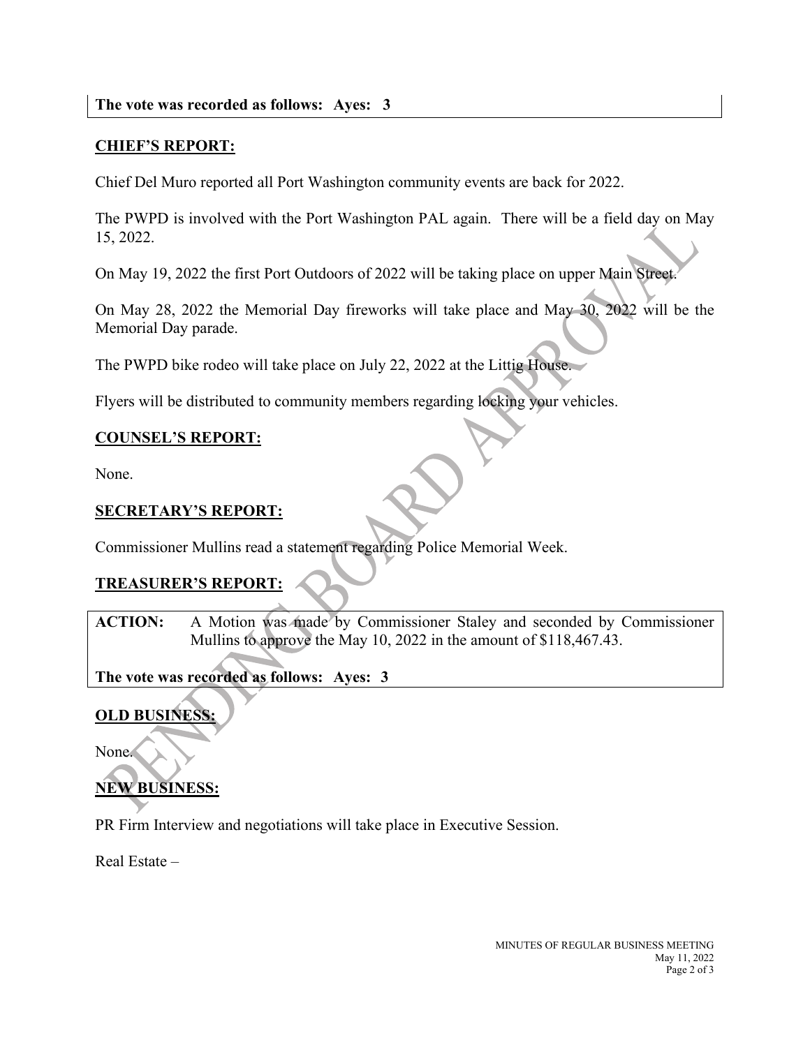**The vote was recorded as follows: Ayes: 3**

**CHIEF'S REPORT:**

Chief Del Muro reported all Port Washington community events are back for 2022.

The PWPD is involved with the Port Washington PAL again. There will be a field day on May 15, 2022.

On May 19, 2022 the first Port Outdoors of 2022 will be taking place on upper Main Street.

On May 28, 2022 the Memorial Day fireworks will take place and May 30, 2022 will be the Memorial Day parade.

The PWPD bike rodeo will take place on July 22, 2022 at the Littig House.

Flyers will be distributed to community members regarding locking your vehicles.

**COUNSEL'S REPORT:**

None.

**SECRETARY'S REPORT:**

Commissioner Mullins read a statement regarding Police Memorial Week.

**TREASURER'S REPORT:**

**ACTION:** A Motion was made by Commissioner Staley and seconded by Commissioner Mullins to approve the May 10, 2022 in the amount of $118,467.43.

**The vote was recorded as follows: Ayes: 3**

**OLD BUSINESS:**

None.

**NEW BUSINESS:**

PR Firm Interview and negotiations will take place in Executive Session.

Real Estate –

PENDING BOARD APPROVAL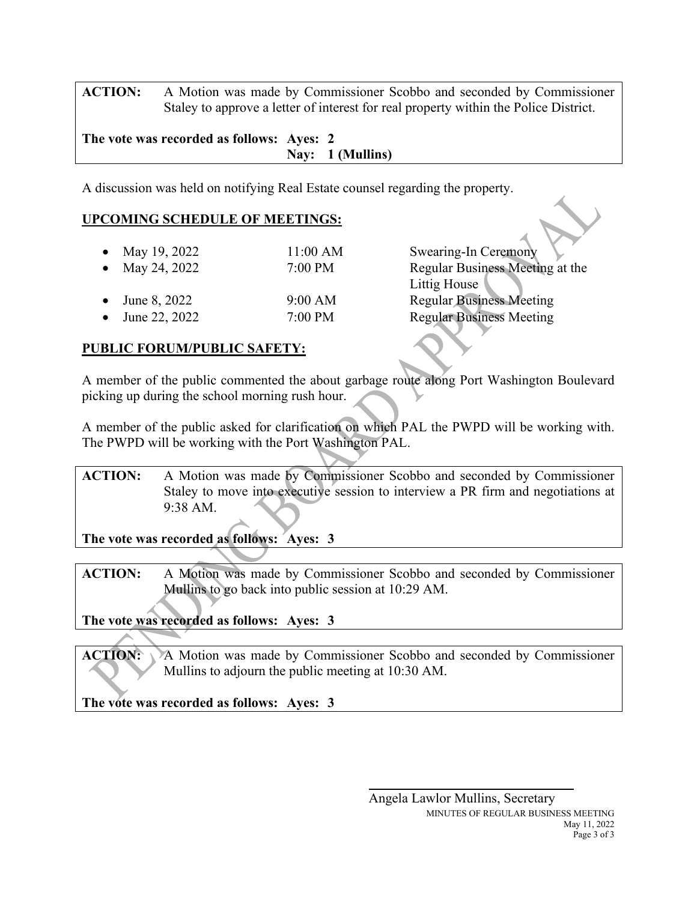**ACTION:** A Motion was made by Commissioner Scobbo and seconded by Commissioner Staley to approve a letter of interest for real property within the Police District.

**The vote was recorded as follows: Ayes: 2**
**Nay: 1 (Mullins)**

A discussion was held on notifying Real Estate counsel regarding the property.

## UPCOMING SCHEDULE OF MEETINGS:

- May 19, 2022 — 11:00 AM — Swearing-In Ceremony
- May 24, 2022 — 7:00 PM — Regular Business Meeting at the Littig House
- June 8, 2022 — 9:00 AM — Regular Business Meeting
- June 22, 2022 — 7:00 PM — Regular Business Meeting

## PUBLIC FORUM/PUBLIC SAFETY:

A member of the public commented the about garbage route along Port Washington Boulevard picking up during the school morning rush hour.

A member of the public asked for clarification on which PAL the PWPD will be working with. The PWPD will be working with the Port Washington PAL.

**ACTION:** A Motion was made by Commissioner Scobbo and seconded by Commissioner Staley to move into executive session to interview a PR firm and negotiations at 9:38 AM.

**The vote was recorded as follows: Ayes: 3**

**ACTION:** A Motion was made by Commissioner Scobbo and seconded by Commissioner Mullins to go back into public session at 10:29 AM.

**The vote was recorded as follows: Ayes: 3**

**ACTION:** A Motion was made by Commissioner Scobbo and seconded by Commissioner Mullins to adjourn the public meeting at 10:30 AM.

**The vote was recorded as follows: Ayes: 3**

Angela Lawlor Mullins, Secretary

MINUTES OF REGULAR BUSINESS MEETING
May 11, 2022

PENDING BOARD APPROVAL